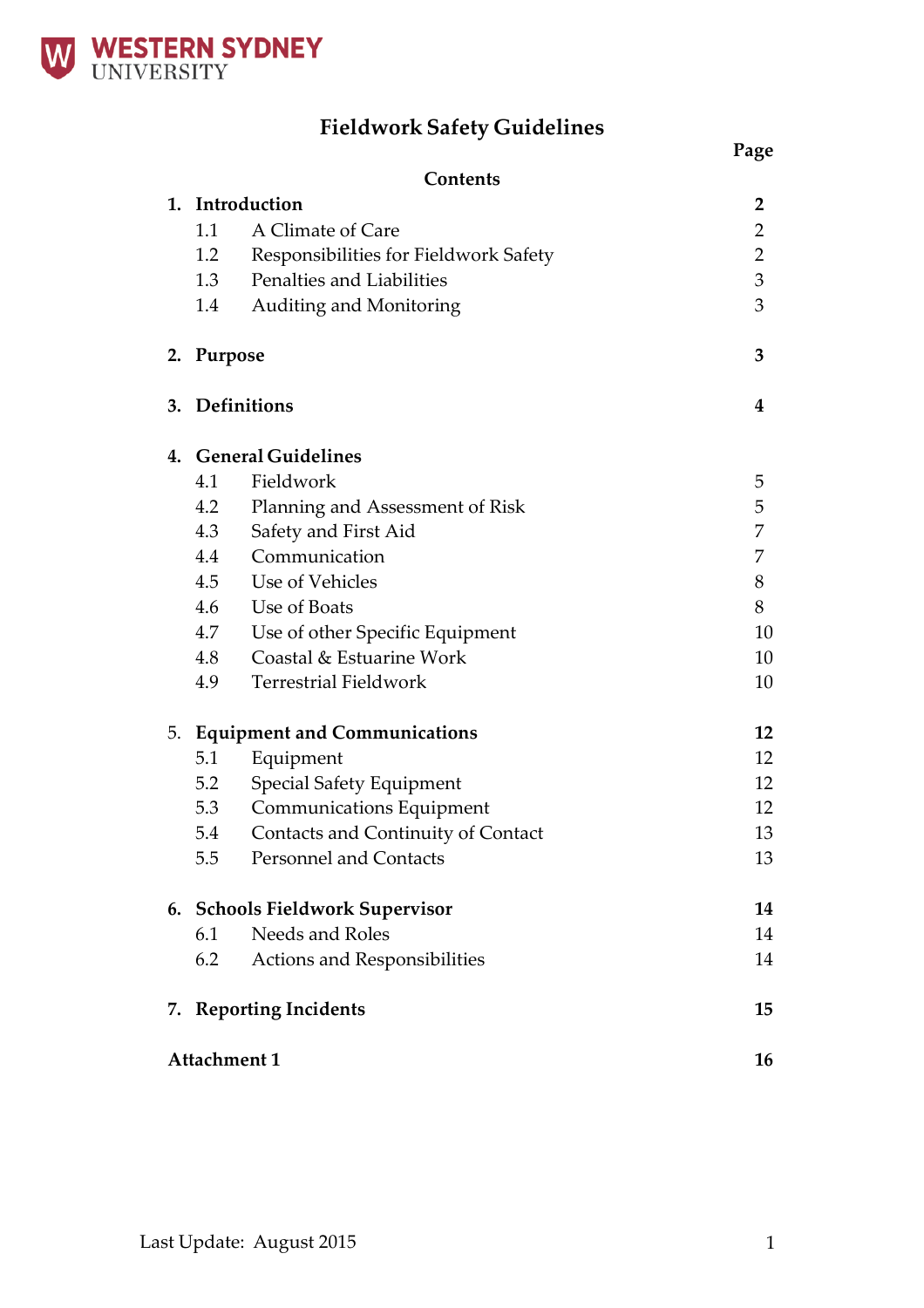# Fieldwork Safety Guidelines

## Contents

| | | Page |
|---|---|---|
| **1.** | **Introduction** | **2** |
| 1.1 | A Climate of Care | 2 |
| 1.2 | Responsibilities for Fieldwork Safety | 2 |
| 1.3 | Penalties and Liabilities | 3 |
| 1.4 | Auditing and Monitoring | 3 |
| **2.** | **Purpose** | **3** |
| **3.** | **Definitions** | **4** |
| **4.** | **General Guidelines** | |
| 4.1 | Fieldwork | 5 |
| 4.2 | Planning and Assessment of Risk | 5 |
| 4.3 | Safety and First Aid | 7 |
| 4.4 | Communication | 7 |
| 4.5 | Use of Vehicles | 8 |
| 4.6 | Use of Boats | 8 |
| 4.7 | Use of other Specific Equipment | 10 |
| 4.8 | Coastal & Estuarine Work | 10 |
| 4.9 | Terrestrial Fieldwork | 10 |
| 5. | **Equipment and Communications** | **12** |
| 5.1 | Equipment | 12 |
| 5.2 | Special Safety Equipment | 12 |
| 5.3 | Communications Equipment | 12 |
| 5.4 | Contacts and Continuity of Contact | 13 |
| 5.5 | Personnel and Contacts | 13 |
| **6.** | **Schools Fieldwork Supervisor** | **14** |
| 6.1 | Needs and Roles | 14 |
| 6.2 | Actions and Responsibilities | 14 |
| **7.** | **Reporting Incidents** | **15** |
| **Attachment 1** | | **16** |

Last Update: August 2015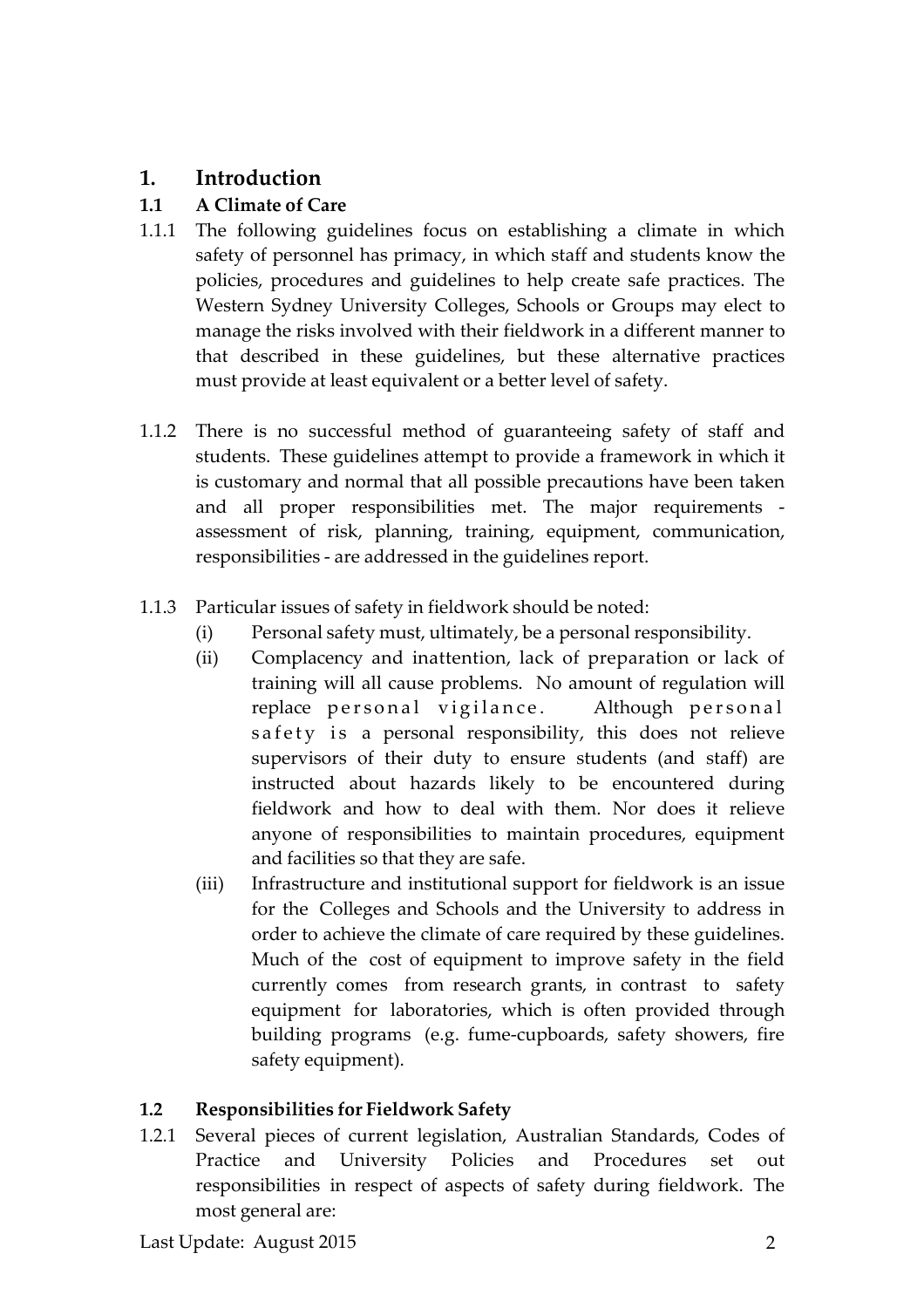# 1. Introduction

## 1.1 A Climate of Care

1.1.1 The following guidelines focus on establishing a climate in which safety of personnel has primacy, in which staff and students know the policies, procedures and guidelines to help create safe practices. The Western Sydney University Colleges, Schools or Groups may elect to manage the risks involved with their fieldwork in a different manner to that described in these guidelines, but these alternative practices must provide at least equivalent or a better level of safety.

1.1.2 There is no successful method of guaranteeing safety of staff and students. These guidelines attempt to provide a framework in which it is customary and normal that all possible precautions have been taken and all proper responsibilities met. The major requirements - assessment of risk, planning, training, equipment, communication, responsibilities - are addressed in the guidelines report.

1.1.3 Particular issues of safety in fieldwork should be noted:

(i) Personal safety must, ultimately, be a personal responsibility.

(ii) Complacency and inattention, lack of preparation or lack of training will all cause problems. No amount of regulation will replace personal vigilance. Although personal safety is a personal responsibility, this does not relieve supervisors of their duty to ensure students (and staff) are instructed about hazards likely to be encountered during fieldwork and how to deal with them. Nor does it relieve anyone of responsibilities to maintain procedures, equipment and facilities so that they are safe.

(iii) Infrastructure and institutional support for fieldwork is an issue for the Colleges and Schools and the University to address in order to achieve the climate of care required by these guidelines. Much of the cost of equipment to improve safety in the field currently comes from research grants, in contrast to safety equipment for laboratories, which is often provided through building programs (e.g. fume-cupboards, safety showers, fire safety equipment).

## 1.2 Responsibilities for Fieldwork Safety

1.2.1 Several pieces of current legislation, Australian Standards, Codes of Practice and University Policies and Procedures set out responsibilities in respect of aspects of safety during fieldwork. The most general are: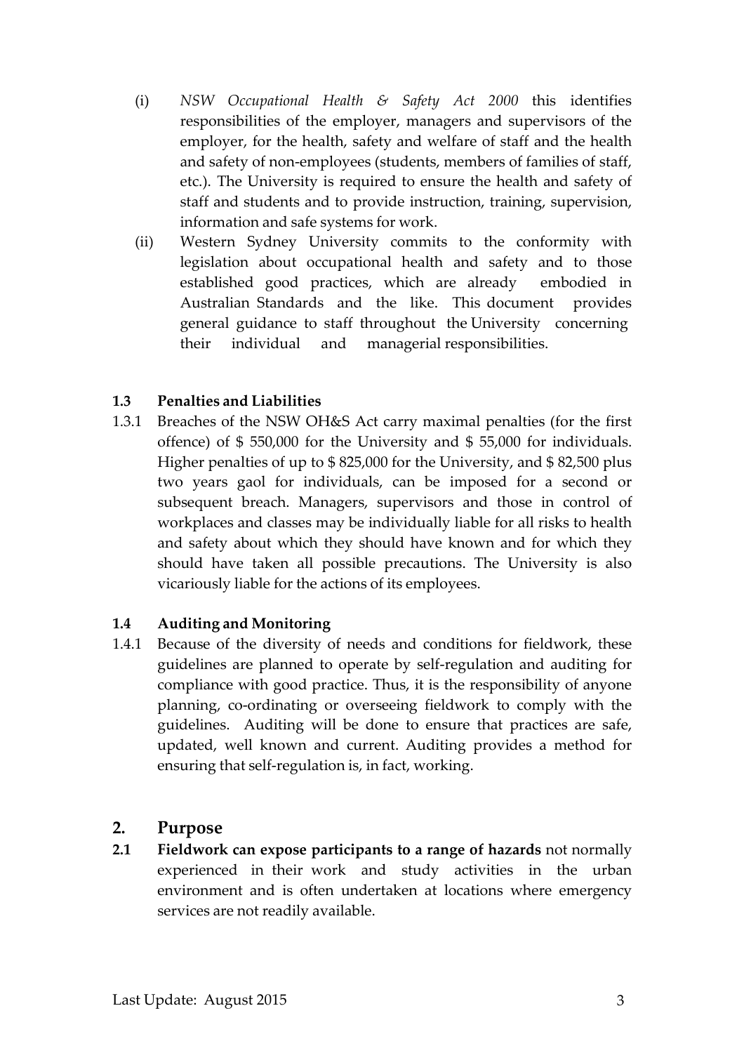(i) *NSW Occupational Health & Safety Act 2000* this identifies responsibilities of the employer, managers and supervisors of the employer, for the health, safety and welfare of staff and the health and safety of non-employees (students, members of families of staff, etc.). The University is required to ensure the health and safety of staff and students and to provide instruction, training, supervision, information and safe systems for work.

(ii) Western Sydney University commits to the conformity with legislation about occupational health and safety and to those established good practices, which are already embodied in Australian Standards and the like. This document provides general guidance to staff throughout the University concerning their individual and managerial responsibilities.

### 1.3 Penalties and Liabilities

1.3.1 Breaches of the NSW OH&S Act carry maximal penalties (for the first offence) of $ 550,000 for the University and $ 55,000 for individuals. Higher penalties of up to $ 825,000 for the University, and $ 82,500 plus two years gaol for individuals, can be imposed for a second or subsequent breach. Managers, supervisors and those in control of workplaces and classes may be individually liable for all risks to health and safety about which they should have known and for which they should have taken all possible precautions. The University is also vicariously liable for the actions of its employees.

### 1.4 Auditing and Monitoring

1.4.1 Because of the diversity of needs and conditions for fieldwork, these guidelines are planned to operate by self-regulation and auditing for compliance with good practice. Thus, it is the responsibility of anyone planning, co-ordinating or overseeing fieldwork to comply with the guidelines. Auditing will be done to ensure that practices are safe, updated, well known and current. Auditing provides a method for ensuring that self-regulation is, in fact, working.

## 2. Purpose

**2.1** **Fieldwork can expose participants to a range of hazards** not normally experienced in their work and study activities in the urban environment and is often undertaken at locations where emergency services are not readily available.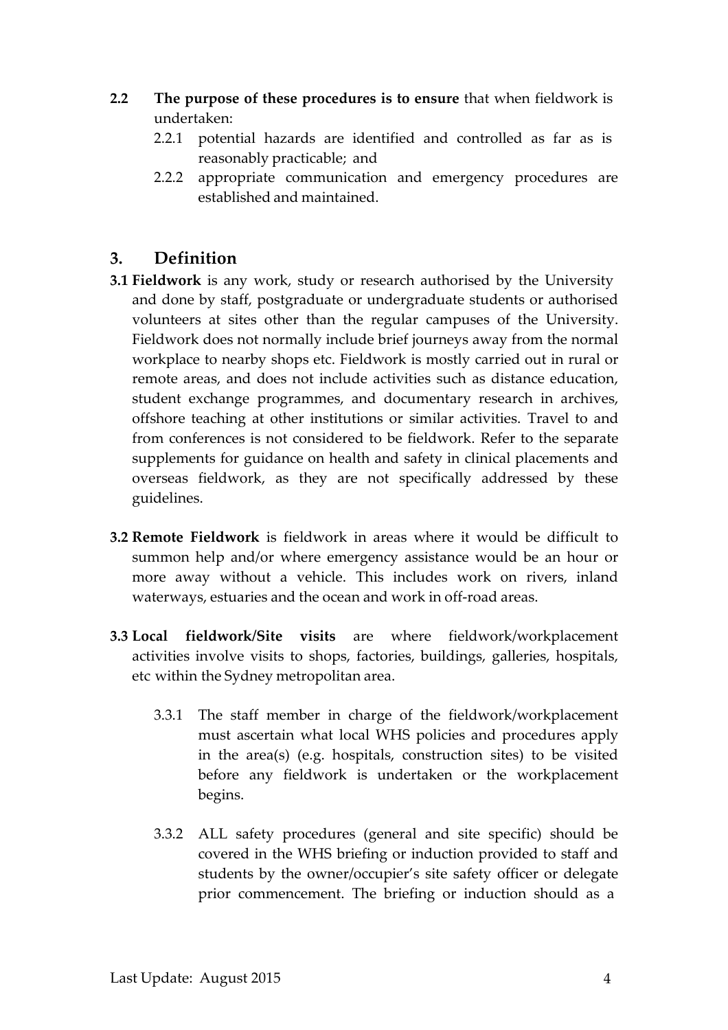**2.2 The purpose of these procedures is to ensure** that when fieldwork is undertaken:

2.2.1 potential hazards are identified and controlled as far as is reasonably practicable; and

2.2.2 appropriate communication and emergency procedures are established and maintained.

## 3. Definition

**3.1 Fieldwork** is any work, study or research authorised by the University and done by staff, postgraduate or undergraduate students or authorised volunteers at sites other than the regular campuses of the University. Fieldwork does not normally include brief journeys away from the normal workplace to nearby shops etc. Fieldwork is mostly carried out in rural or remote areas, and does not include activities such as distance education, student exchange programmes, and documentary research in archives, offshore teaching at other institutions or similar activities. Travel to and from conferences is not considered to be fieldwork. Refer to the separate supplements for guidance on health and safety in clinical placements and overseas fieldwork, as they are not specifically addressed by these guidelines.

**3.2 Remote Fieldwork** is fieldwork in areas where it would be difficult to summon help and/or where emergency assistance would be an hour or more away without a vehicle. This includes work on rivers, inland waterways, estuaries and the ocean and work in off-road areas.

**3.3 Local fieldwork/Site visits** are where fieldwork/workplacement activities involve visits to shops, factories, buildings, galleries, hospitals, etc within the Sydney metropolitan area.

3.3.1 The staff member in charge of the fieldwork/workplacement must ascertain what local WHS policies and procedures apply in the area(s) (e.g. hospitals, construction sites) to be visited before any fieldwork is undertaken or the workplacement begins.

3.3.2 ALL safety procedures (general and site specific) should be covered in the WHS briefing or induction provided to staff and students by the owner/occupier's site safety officer or delegate prior commencement. The briefing or induction should as a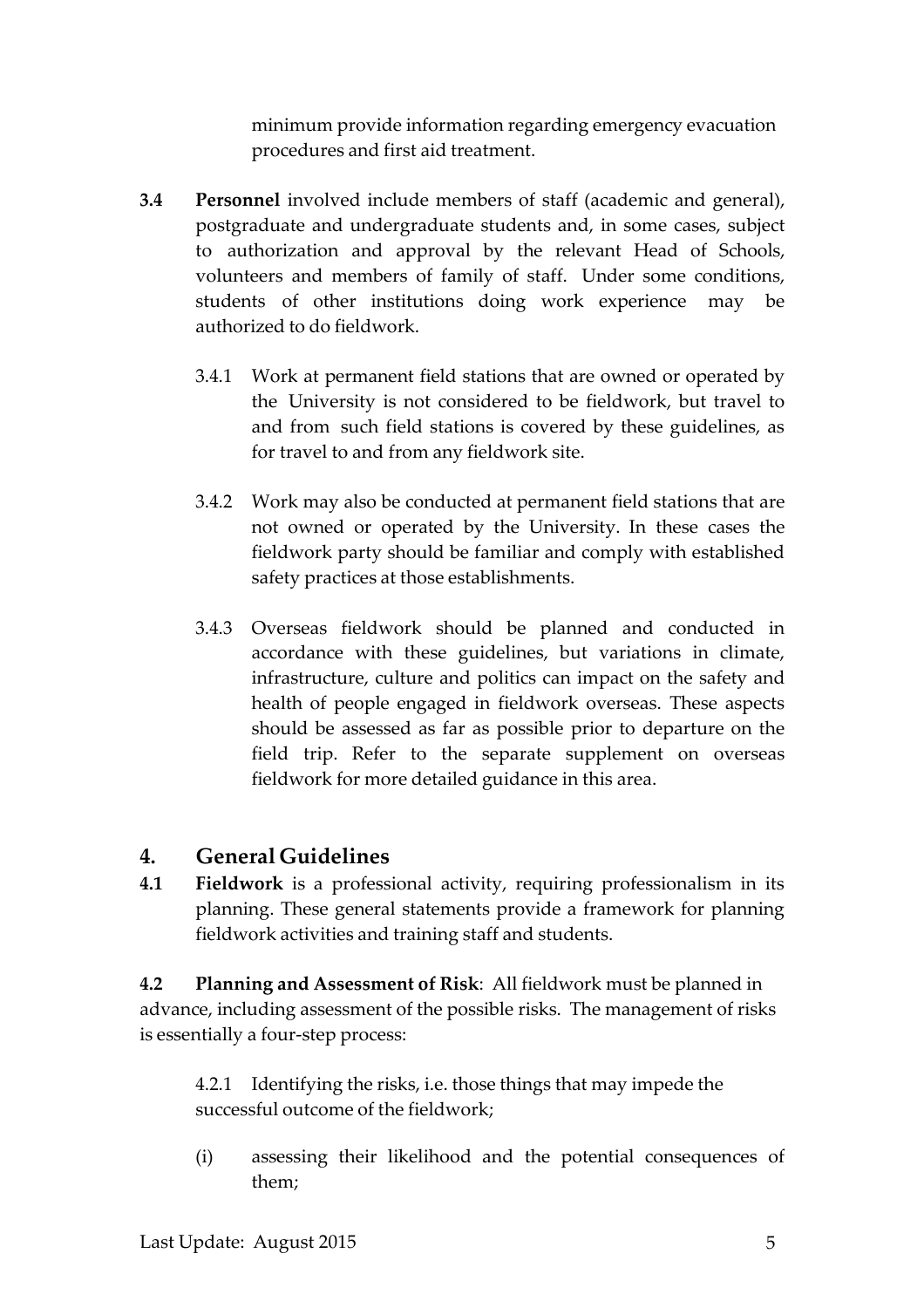minimum provide information regarding emergency evacuation procedures and first aid treatment.

**3.4 Personnel** involved include members of staff (academic and general), postgraduate and undergraduate students and, in some cases, subject to authorization and approval by the relevant Head of Schools, volunteers and members of family of staff. Under some conditions, students of other institutions doing work experience may be authorized to do fieldwork.

3.4.1 Work at permanent field stations that are owned or operated by the University is not considered to be fieldwork, but travel to and from such field stations is covered by these guidelines, as for travel to and from any fieldwork site.

3.4.2 Work may also be conducted at permanent field stations that are not owned or operated by the University. In these cases the fieldwork party should be familiar and comply with established safety practices at those establishments.

3.4.3 Overseas fieldwork should be planned and conducted in accordance with these guidelines, but variations in climate, infrastructure, culture and politics can impact on the safety and health of people engaged in fieldwork overseas. These aspects should be assessed as far as possible prior to departure on the field trip. Refer to the separate supplement on overseas fieldwork for more detailed guidance in this area.

## 4. General Guidelines

**4.1 Fieldwork** is a professional activity, requiring professionalism in its planning. These general statements provide a framework for planning fieldwork activities and training staff and students.

**4.2 Planning and Assessment of Risk**: All fieldwork must be planned in advance, including assessment of the possible risks. The management of risks is essentially a four-step process:

4.2.1 Identifying the risks, i.e. those things that may impede the successful outcome of the fieldwork;

(i) assessing their likelihood and the potential consequences of them;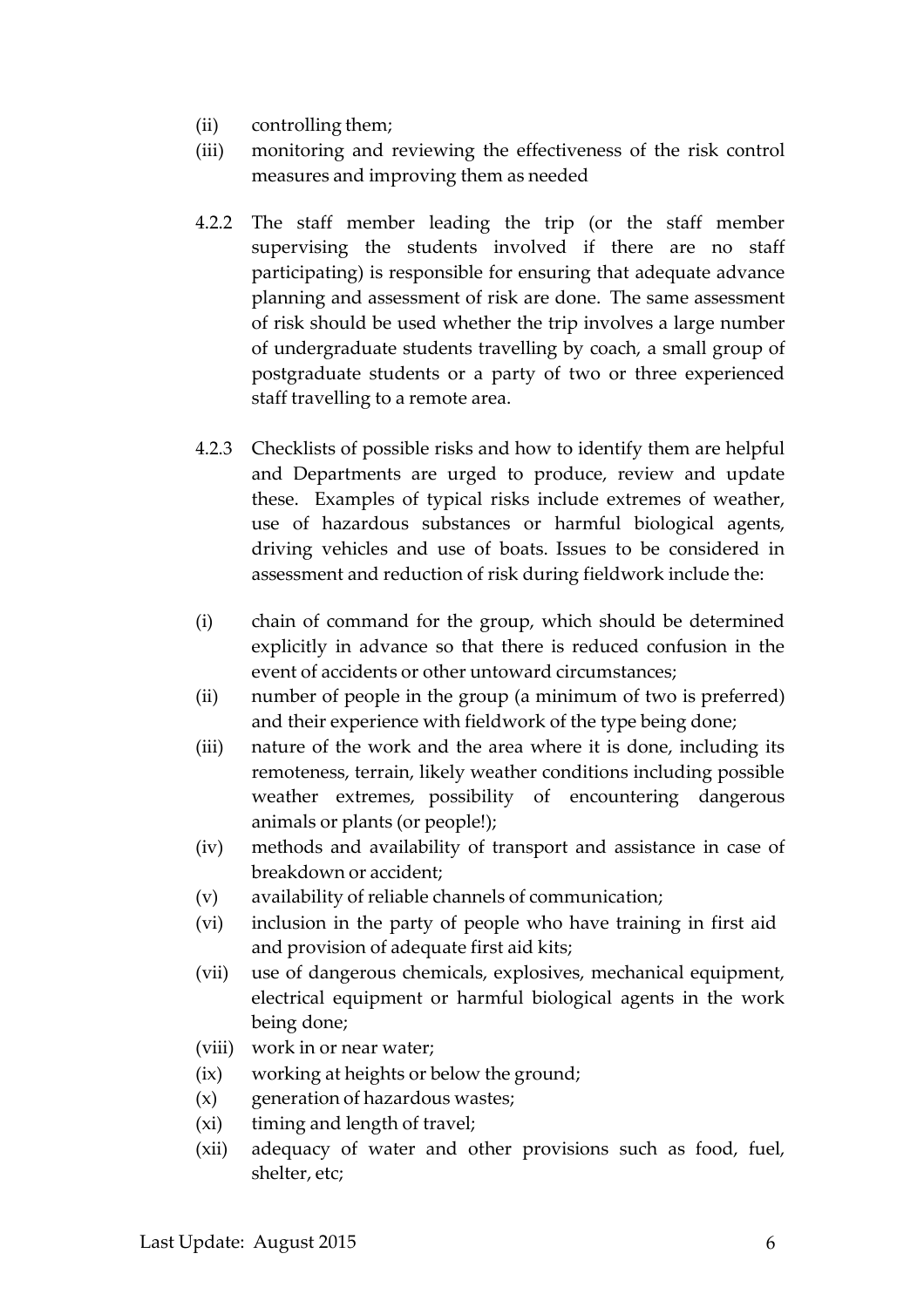(ii) controlling them;

(iii) monitoring and reviewing the effectiveness of the risk control measures and improving them as needed

4.2.2 The staff member leading the trip (or the staff member supervising the students involved if there are no staff participating) is responsible for ensuring that adequate advance planning and assessment of risk are done. The same assessment of risk should be used whether the trip involves a large number of undergraduate students travelling by coach, a small group of postgraduate students or a party of two or three experienced staff travelling to a remote area.

4.2.3 Checklists of possible risks and how to identify them are helpful and Departments are urged to produce, review and update these. Examples of typical risks include extremes of weather, use of hazardous substances or harmful biological agents, driving vehicles and use of boats. Issues to be considered in assessment and reduction of risk during fieldwork include the:

(i) chain of command for the group, which should be determined explicitly in advance so that there is reduced confusion in the event of accidents or other untoward circumstances;

(ii) number of people in the group (a minimum of two is preferred) and their experience with fieldwork of the type being done;

(iii) nature of the work and the area where it is done, including its remoteness, terrain, likely weather conditions including possible weather extremes, possibility of encountering dangerous animals or plants (or people!);

(iv) methods and availability of transport and assistance in case of breakdown or accident;

(v) availability of reliable channels of communication;

(vi) inclusion in the party of people who have training in first aid and provision of adequate first aid kits;

(vii) use of dangerous chemicals, explosives, mechanical equipment, electrical equipment or harmful biological agents in the work being done;

(viii) work in or near water;

(ix) working at heights or below the ground;

(x) generation of hazardous wastes;

(xi) timing and length of travel;

(xii) adequacy of water and other provisions such as food, fuel, shelter, etc;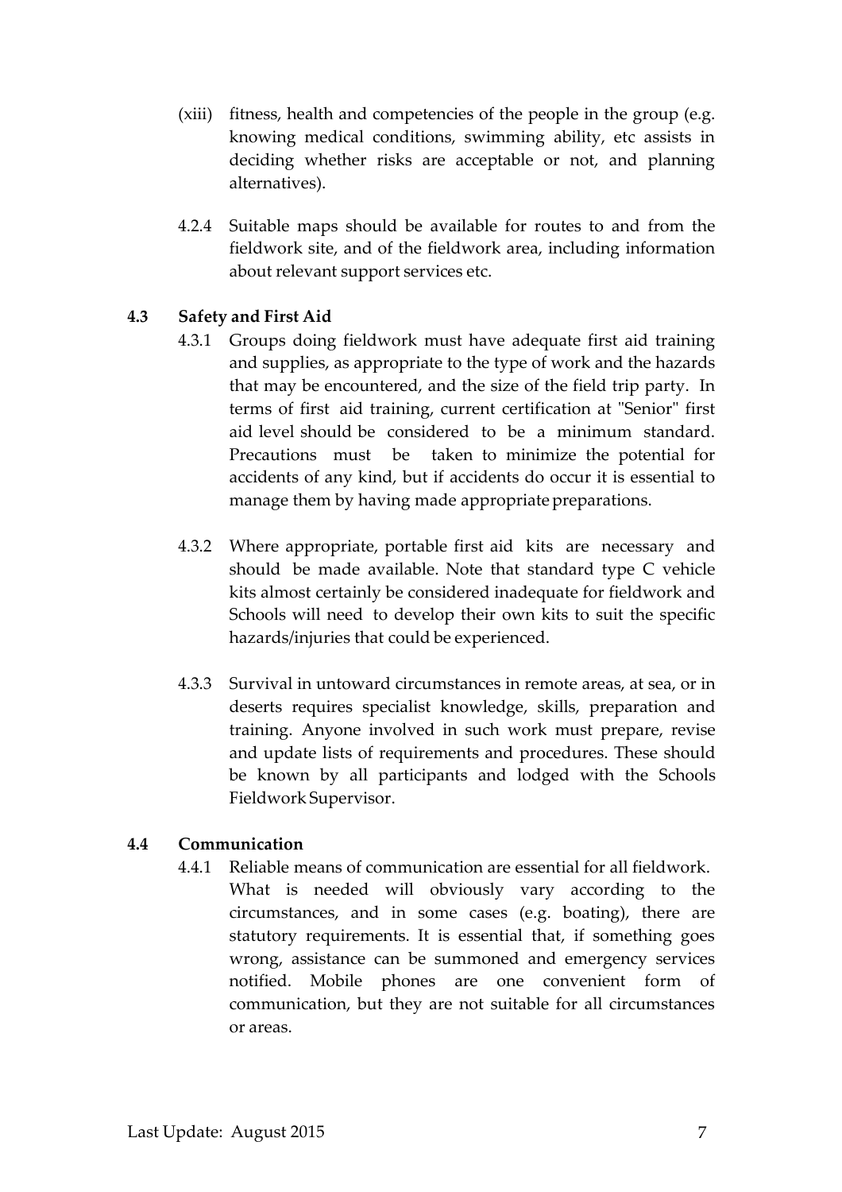(xiii) fitness, health and competencies of the people in the group (e.g. knowing medical conditions, swimming ability, etc assists in deciding whether risks are acceptable or not, and planning alternatives).

4.2.4 Suitable maps should be available for routes to and from the fieldwork site, and of the fieldwork area, including information about relevant support services etc.

### 4.3 Safety and First Aid

4.3.1 Groups doing fieldwork must have adequate first aid training and supplies, as appropriate to the type of work and the hazards that may be encountered, and the size of the field trip party. In terms of first aid training, current certification at "Senior" first aid level should be considered to be a minimum standard. Precautions must be taken to minimize the potential for accidents of any kind, but if accidents do occur it is essential to manage them by having made appropriate preparations.

4.3.2 Where appropriate, portable first aid kits are necessary and should be made available. Note that standard type C vehicle kits almost certainly be considered inadequate for fieldwork and Schools will need to develop their own kits to suit the specific hazards/injuries that could be experienced.

4.3.3 Survival in untoward circumstances in remote areas, at sea, or in deserts requires specialist knowledge, skills, preparation and training. Anyone involved in such work must prepare, revise and update lists of requirements and procedures. These should be known by all participants and lodged with the Schools Fieldwork Supervisor.

### 4.4 Communication

4.4.1 Reliable means of communication are essential for all fieldwork. What is needed will obviously vary according to the circumstances, and in some cases (e.g. boating), there are statutory requirements. It is essential that, if something goes wrong, assistance can be summoned and emergency services notified. Mobile phones are one convenient form of communication, but they are not suitable for all circumstances or areas.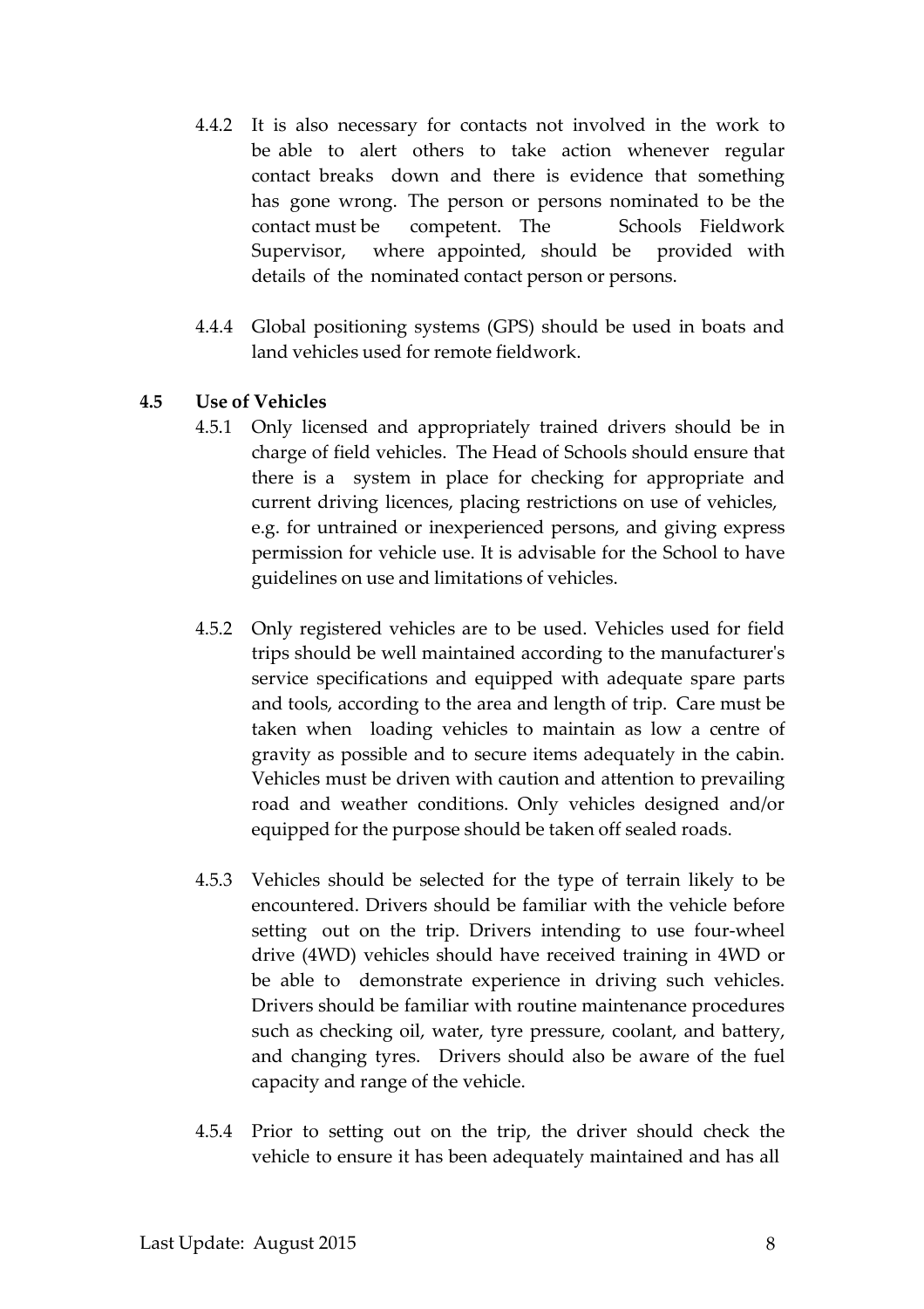4.4.2 It is also necessary for contacts not involved in the work to be able to alert others to take action whenever regular contact breaks down and there is evidence that something has gone wrong. The person or persons nominated to be the contact must be competent. The Schools Fieldwork Supervisor, where appointed, should be provided with details of the nominated contact person or persons.

4.4.4 Global positioning systems (GPS) should be used in boats and land vehicles used for remote fieldwork.

### 4.5 Use of Vehicles

4.5.1 Only licensed and appropriately trained drivers should be in charge of field vehicles. The Head of Schools should ensure that there is a system in place for checking for appropriate and current driving licences, placing restrictions on use of vehicles, e.g. for untrained or inexperienced persons, and giving express permission for vehicle use. It is advisable for the School to have guidelines on use and limitations of vehicles.

4.5.2 Only registered vehicles are to be used. Vehicles used for field trips should be well maintained according to the manufacturer's service specifications and equipped with adequate spare parts and tools, according to the area and length of trip. Care must be taken when loading vehicles to maintain as low a centre of gravity as possible and to secure items adequately in the cabin. Vehicles must be driven with caution and attention to prevailing road and weather conditions. Only vehicles designed and/or equipped for the purpose should be taken off sealed roads.

4.5.3 Vehicles should be selected for the type of terrain likely to be encountered. Drivers should be familiar with the vehicle before setting out on the trip. Drivers intending to use four-wheel drive (4WD) vehicles should have received training in 4WD or be able to demonstrate experience in driving such vehicles. Drivers should be familiar with routine maintenance procedures such as checking oil, water, tyre pressure, coolant, and battery, and changing tyres. Drivers should also be aware of the fuel capacity and range of the vehicle.

4.5.4 Prior to setting out on the trip, the driver should check the vehicle to ensure it has been adequately maintained and has all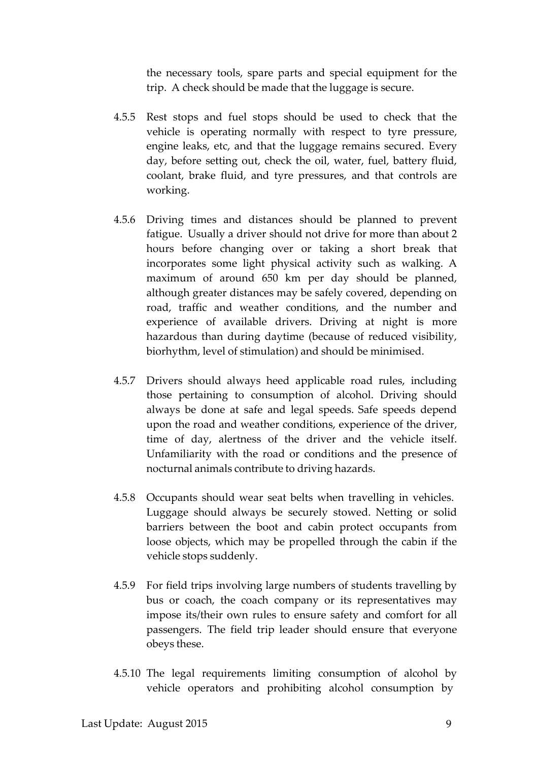the necessary tools, spare parts and special equipment for the trip. A check should be made that the luggage is secure.

4.5.5 Rest stops and fuel stops should be used to check that the vehicle is operating normally with respect to tyre pressure, engine leaks, etc, and that the luggage remains secured. Every day, before setting out, check the oil, water, fuel, battery fluid, coolant, brake fluid, and tyre pressures, and that controls are working.

4.5.6 Driving times and distances should be planned to prevent fatigue. Usually a driver should not drive for more than about 2 hours before changing over or taking a short break that incorporates some light physical activity such as walking. A maximum of around 650 km per day should be planned, although greater distances may be safely covered, depending on road, traffic and weather conditions, and the number and experience of available drivers. Driving at night is more hazardous than during daytime (because of reduced visibility, biorhythm, level of stimulation) and should be minimised.

4.5.7 Drivers should always heed applicable road rules, including those pertaining to consumption of alcohol. Driving should always be done at safe and legal speeds. Safe speeds depend upon the road and weather conditions, experience of the driver, time of day, alertness of the driver and the vehicle itself. Unfamiliarity with the road or conditions and the presence of nocturnal animals contribute to driving hazards.

4.5.8 Occupants should wear seat belts when travelling in vehicles. Luggage should always be securely stowed. Netting or solid barriers between the boot and cabin protect occupants from loose objects, which may be propelled through the cabin if the vehicle stops suddenly.

4.5.9 For field trips involving large numbers of students travelling by bus or coach, the coach company or its representatives may impose its/their own rules to ensure safety and comfort for all passengers. The field trip leader should ensure that everyone obeys these.

4.5.10 The legal requirements limiting consumption of alcohol by vehicle operators and prohibiting alcohol consumption by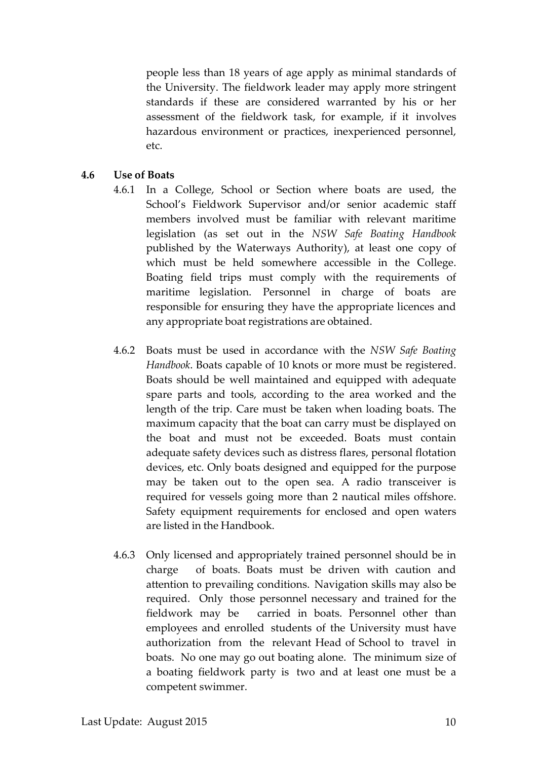people less than 18 years of age apply as minimal standards of the University. The fieldwork leader may apply more stringent standards if these are considered warranted by his or her assessment of the fieldwork task, for example, if it involves hazardous environment or practices, inexperienced personnel, etc.

### 4.6 Use of Boats

4.6.1 In a College, School or Section where boats are used, the School's Fieldwork Supervisor and/or senior academic staff members involved must be familiar with relevant maritime legislation (as set out in the *NSW Safe Boating Handbook* published by the Waterways Authority), at least one copy of which must be held somewhere accessible in the College. Boating field trips must comply with the requirements of maritime legislation. Personnel in charge of boats are responsible for ensuring they have the appropriate licences and any appropriate boat registrations are obtained.

4.6.2 Boats must be used in accordance with the *NSW Safe Boating Handbook*. Boats capable of 10 knots or more must be registered. Boats should be well maintained and equipped with adequate spare parts and tools, according to the area worked and the length of the trip. Care must be taken when loading boats. The maximum capacity that the boat can carry must be displayed on the boat and must not be exceeded. Boats must contain adequate safety devices such as distress flares, personal flotation devices, etc. Only boats designed and equipped for the purpose may be taken out to the open sea. A radio transceiver is required for vessels going more than 2 nautical miles offshore. Safety equipment requirements for enclosed and open waters are listed in the Handbook.

4.6.3 Only licensed and appropriately trained personnel should be in charge of boats. Boats must be driven with caution and attention to prevailing conditions. Navigation skills may also be required. Only those personnel necessary and trained for the fieldwork may be carried in boats. Personnel other than employees and enrolled students of the University must have authorization from the relevant Head of School to travel in boats. No one may go out boating alone. The minimum size of a boating fieldwork party is two and at least one must be a competent swimmer.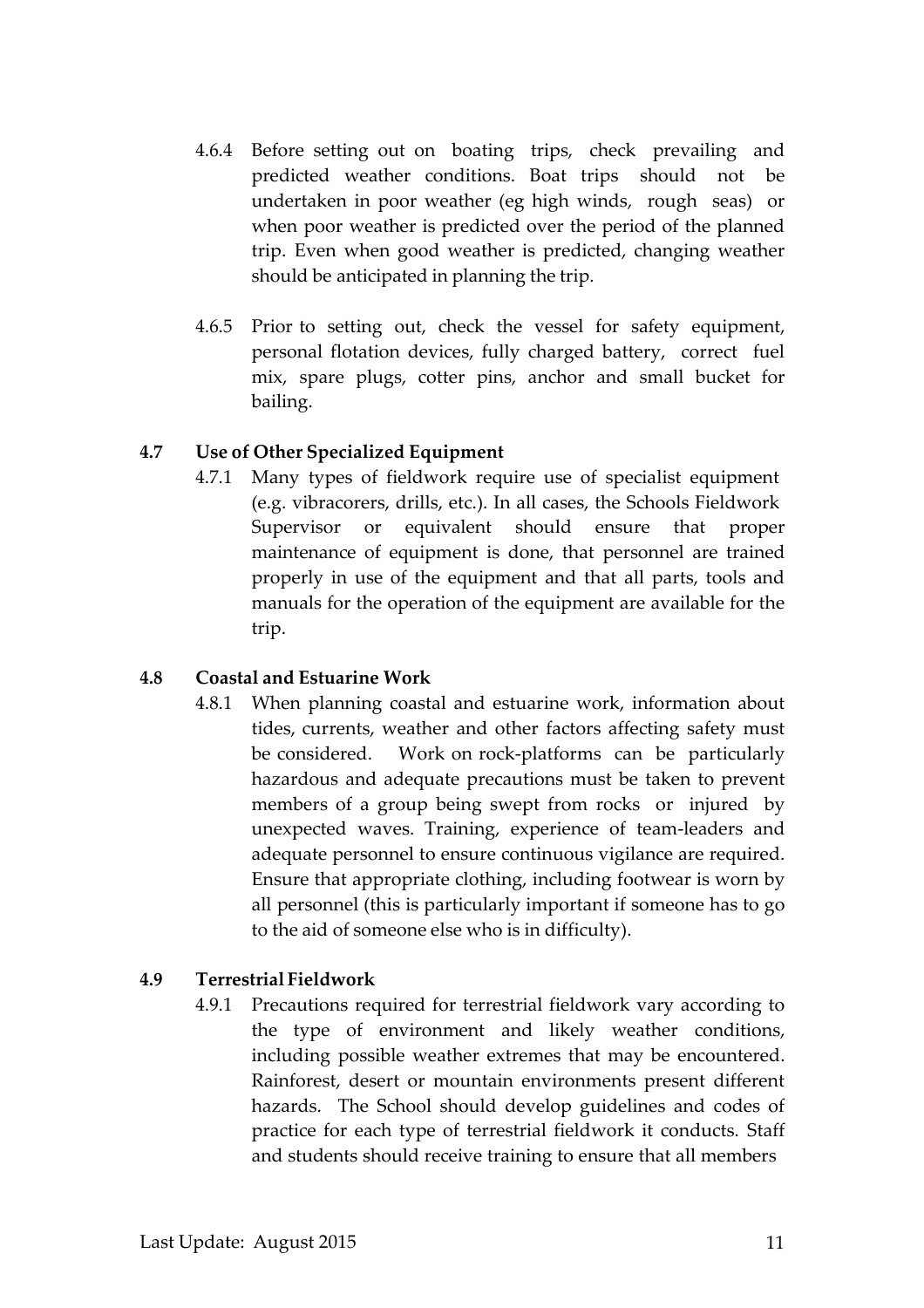4.6.4 Before setting out on boating trips, check prevailing and predicted weather conditions. Boat trips should not be undertaken in poor weather (eg high winds, rough seas) or when poor weather is predicted over the period of the planned trip. Even when good weather is predicted, changing weather should be anticipated in planning the trip.

4.6.5 Prior to setting out, check the vessel for safety equipment, personal flotation devices, fully charged battery, correct fuel mix, spare plugs, cotter pins, anchor and small bucket for bailing.

**4.7 Use of Other Specialized Equipment**

4.7.1 Many types of fieldwork require use of specialist equipment (e.g. vibracorers, drills, etc.). In all cases, the Schools Fieldwork Supervisor or equivalent should ensure that proper maintenance of equipment is done, that personnel are trained properly in use of the equipment and that all parts, tools and manuals for the operation of the equipment are available for the trip.

**4.8 Coastal and Estuarine Work**

4.8.1 When planning coastal and estuarine work, information about tides, currents, weather and other factors affecting safety must be considered. Work on rock-platforms can be particularly hazardous and adequate precautions must be taken to prevent members of a group being swept from rocks or injured by unexpected waves. Training, experience of team-leaders and adequate personnel to ensure continuous vigilance are required. Ensure that appropriate clothing, including footwear is worn by all personnel (this is particularly important if someone has to go to the aid of someone else who is in difficulty).

**4.9 Terrestrial Fieldwork**

4.9.1 Precautions required for terrestrial fieldwork vary according to the type of environment and likely weather conditions, including possible weather extremes that may be encountered. Rainforest, desert or mountain environments present different hazards. The School should develop guidelines and codes of practice for each type of terrestrial fieldwork it conducts. Staff and students should receive training to ensure that all members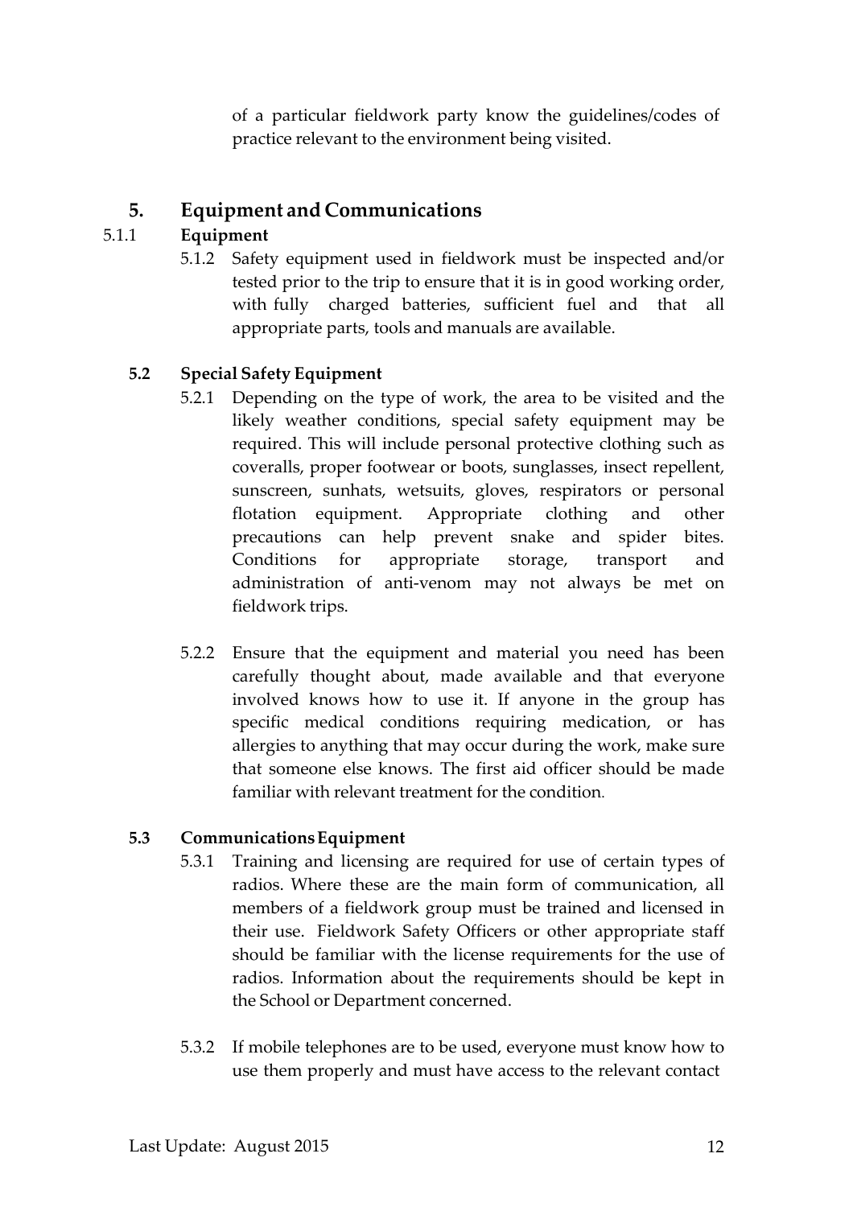of a particular fieldwork party know the guidelines/codes of practice relevant to the environment being visited.

## 5. Equipment and Communications

### 5.1.1 Equipment

5.1.2 Safety equipment used in fieldwork must be inspected and/or tested prior to the trip to ensure that it is in good working order, with fully charged batteries, sufficient fuel and that all appropriate parts, tools and manuals are available.

### 5.2 Special Safety Equipment

5.2.1 Depending on the type of work, the area to be visited and the likely weather conditions, special safety equipment may be required. This will include personal protective clothing such as coveralls, proper footwear or boots, sunglasses, insect repellent, sunscreen, sunhats, wetsuits, gloves, respirators or personal flotation equipment. Appropriate clothing and other precautions can help prevent snake and spider bites. Conditions for appropriate storage, transport and administration of anti-venom may not always be met on fieldwork trips.

5.2.2 Ensure that the equipment and material you need has been carefully thought about, made available and that everyone involved knows how to use it. If anyone in the group has specific medical conditions requiring medication, or has allergies to anything that may occur during the work, make sure that someone else knows. The first aid officer should be made familiar with relevant treatment for the condition.

### 5.3 Communications Equipment

5.3.1 Training and licensing are required for use of certain types of radios. Where these are the main form of communication, all members of a fieldwork group must be trained and licensed in their use. Fieldwork Safety Officers or other appropriate staff should be familiar with the license requirements for the use of radios. Information about the requirements should be kept in the School or Department concerned.

5.3.2 If mobile telephones are to be used, everyone must know how to use them properly and must have access to the relevant contact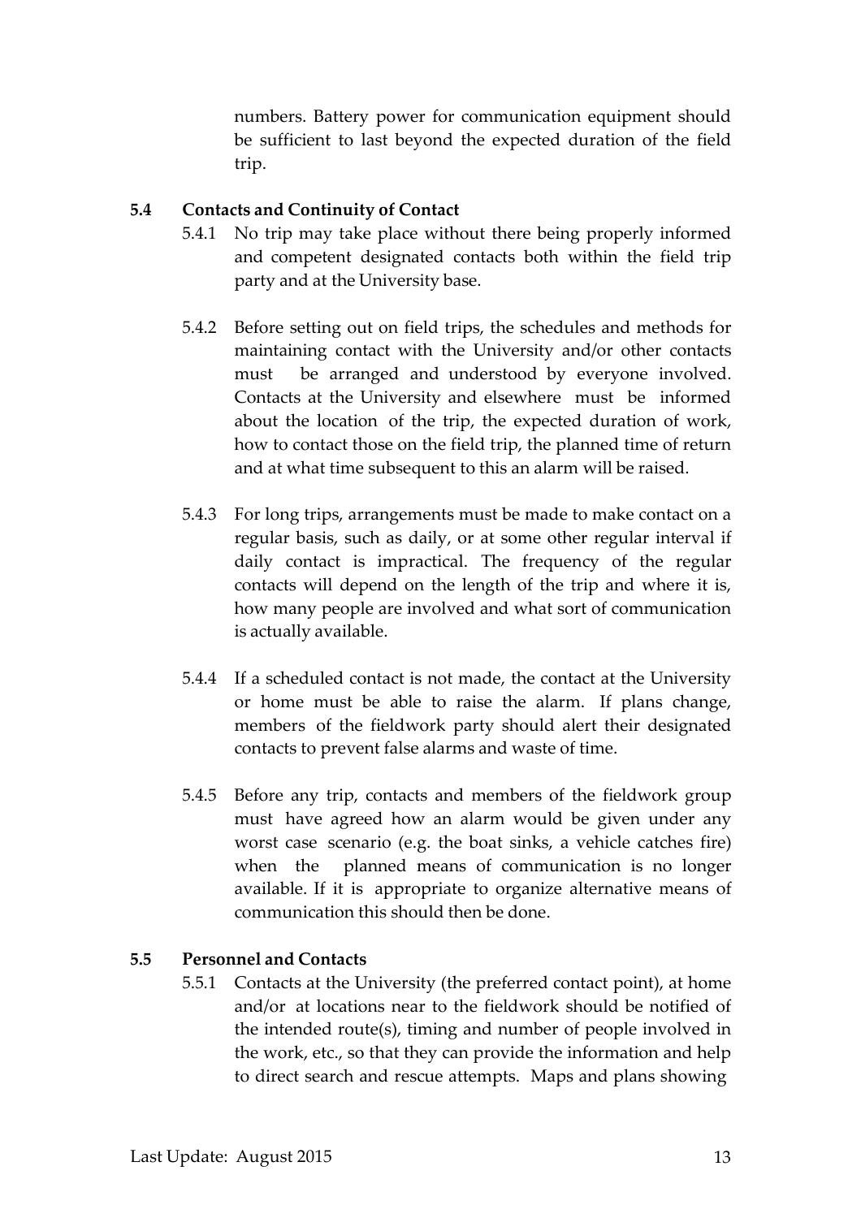numbers. Battery power for communication equipment should be sufficient to last beyond the expected duration of the field trip.

### 5.4 Contacts and Continuity of Contact

5.4.1 No trip may take place without there being properly informed and competent designated contacts both within the field trip party and at the University base.

5.4.2 Before setting out on field trips, the schedules and methods for maintaining contact with the University and/or other contacts must be arranged and understood by everyone involved. Contacts at the University and elsewhere must be informed about the location of the trip, the expected duration of work, how to contact those on the field trip, the planned time of return and at what time subsequent to this an alarm will be raised.

5.4.3 For long trips, arrangements must be made to make contact on a regular basis, such as daily, or at some other regular interval if daily contact is impractical. The frequency of the regular contacts will depend on the length of the trip and where it is, how many people are involved and what sort of communication is actually available.

5.4.4 If a scheduled contact is not made, the contact at the University or home must be able to raise the alarm. If plans change, members of the fieldwork party should alert their designated contacts to prevent false alarms and waste of time.

5.4.5 Before any trip, contacts and members of the fieldwork group must have agreed how an alarm would be given under any worst case scenario (e.g. the boat sinks, a vehicle catches fire) when the planned means of communication is no longer available. If it is appropriate to organize alternative means of communication this should then be done.

### 5.5 Personnel and Contacts

5.5.1 Contacts at the University (the preferred contact point), at home and/or at locations near to the fieldwork should be notified of the intended route(s), timing and number of people involved in the work, etc., so that they can provide the information and help to direct search and rescue attempts. Maps and plans showing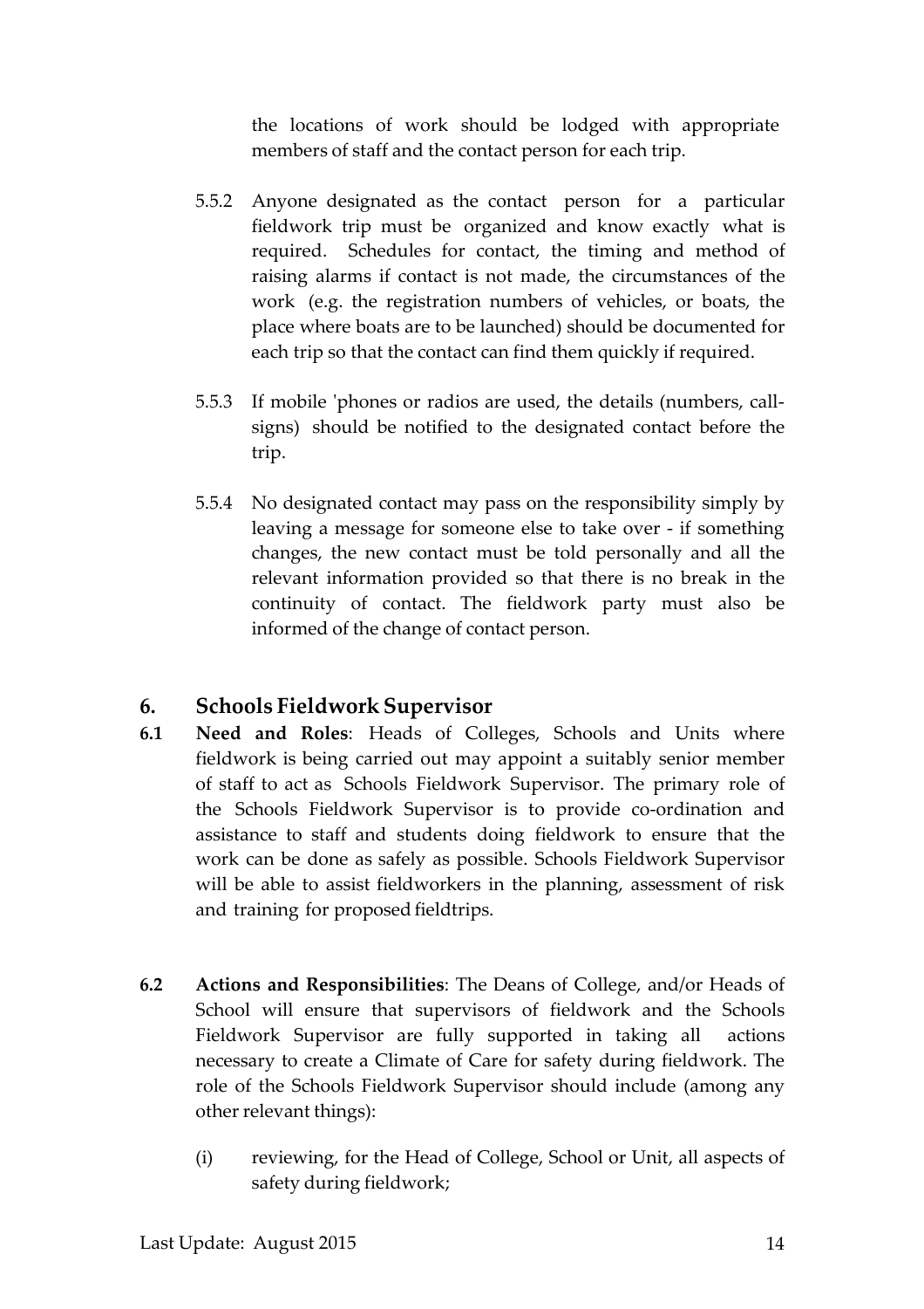the locations of work should be lodged with appropriate members of staff and the contact person for each trip.

5.5.2 Anyone designated as the contact person for a particular fieldwork trip must be organized and know exactly what is required. Schedules for contact, the timing and method of raising alarms if contact is not made, the circumstances of the work (e.g. the registration numbers of vehicles, or boats, the place where boats are to be launched) should be documented for each trip so that the contact can find them quickly if required.

5.5.3 If mobile 'phones or radios are used, the details (numbers, call-signs) should be notified to the designated contact before the trip.

5.5.4 No designated contact may pass on the responsibility simply by leaving a message for someone else to take over - if something changes, the new contact must be told personally and all the relevant information provided so that there is no break in the continuity of contact. The fieldwork party must also be informed of the change of contact person.

## 6. Schools Fieldwork Supervisor

**6.1 Need and Roles**: Heads of Colleges, Schools and Units where fieldwork is being carried out may appoint a suitably senior member of staff to act as Schools Fieldwork Supervisor. The primary role of the Schools Fieldwork Supervisor is to provide co-ordination and assistance to staff and students doing fieldwork to ensure that the work can be done as safely as possible. Schools Fieldwork Supervisor will be able to assist fieldworkers in the planning, assessment of risk and training for proposed fieldtrips.

**6.2 Actions and Responsibilities**: The Deans of College, and/or Heads of School will ensure that supervisors of fieldwork and the Schools Fieldwork Supervisor are fully supported in taking all actions necessary to create a Climate of Care for safety during fieldwork. The role of the Schools Fieldwork Supervisor should include (among any other relevant things):

(i) reviewing, for the Head of College, School or Unit, all aspects of safety during fieldwork;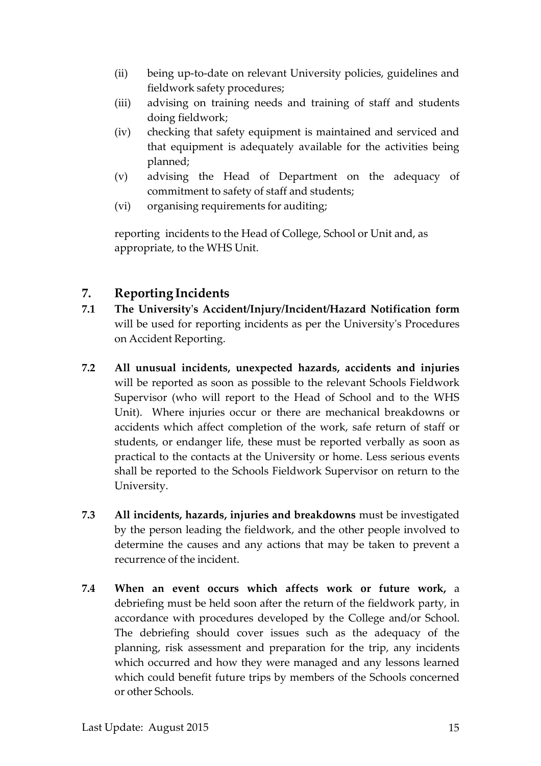(ii) being up-to-date on relevant University policies, guidelines and fieldwork safety procedures;

(iii) advising on training needs and training of staff and students doing fieldwork;

(iv) checking that safety equipment is maintained and serviced and that equipment is adequately available for the activities being planned;

(v) advising the Head of Department on the adequacy of commitment to safety of staff and students;

(vi) organising requirements for auditing;

reporting incidents to the Head of College, School or Unit and, as appropriate, to the WHS Unit.

## 7. Reporting Incidents

**7.1** **The University's Accident/Injury/Incident/Hazard Notification form** will be used for reporting incidents as per the University's Procedures on Accident Reporting.

**7.2** **All unusual incidents, unexpected hazards, accidents and injuries** will be reported as soon as possible to the relevant Schools Fieldwork Supervisor (who will report to the Head of School and to the WHS Unit). Where injuries occur or there are mechanical breakdowns or accidents which affect completion of the work, safe return of staff or students, or endanger life, these must be reported verbally as soon as practical to the contacts at the University or home. Less serious events shall be reported to the Schools Fieldwork Supervisor on return to the University.

**7.3** **All incidents, hazards, injuries and breakdowns** must be investigated by the person leading the fieldwork, and the other people involved to determine the causes and any actions that may be taken to prevent a recurrence of the incident.

**7.4** **When an event occurs which affects work or future work,** a debriefing must be held soon after the return of the fieldwork party, in accordance with procedures developed by the College and/or School. The debriefing should cover issues such as the adequacy of the planning, risk assessment and preparation for the trip, any incidents which occurred and how they were managed and any lessons learned which could benefit future trips by members of the Schools concerned or other Schools.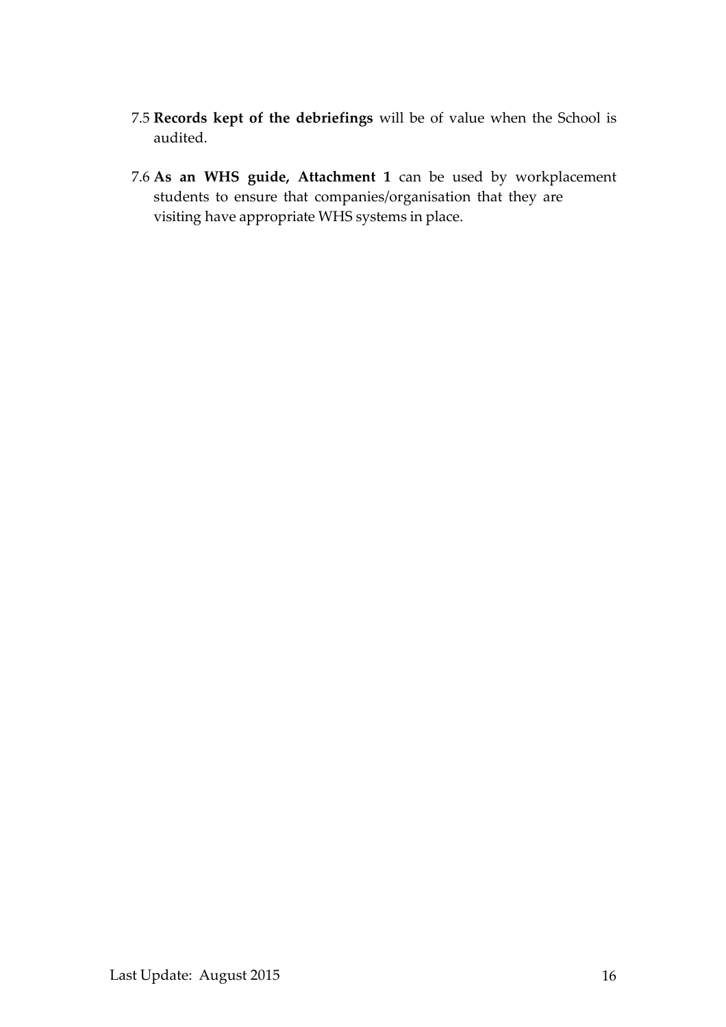7.5 **Records kept of the debriefings** will be of value when the School is audited.

7.6 **As an WHS guide, Attachment 1** can be used by workplacement students to ensure that companies/organisation that they are visiting have appropriate WHS systems in place.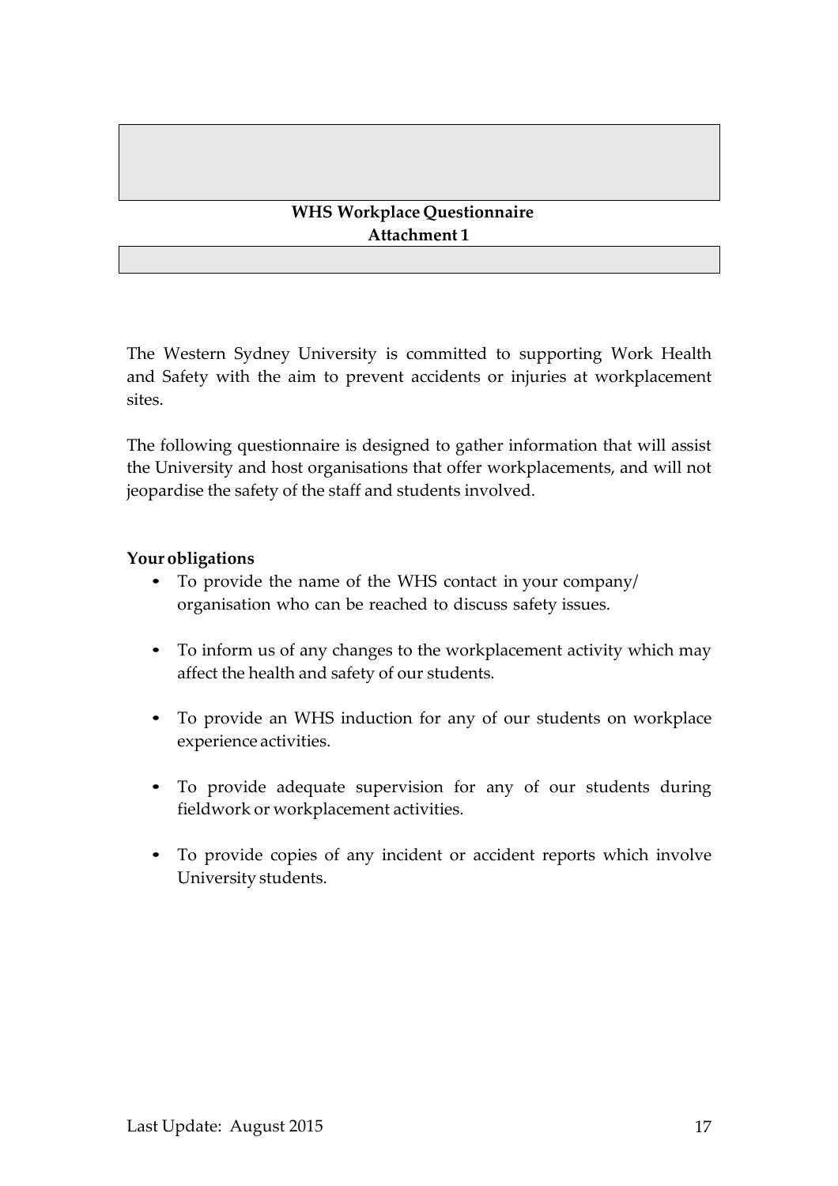**WHS Workplace Questionnaire**
**Attachment 1**

The Western Sydney University is committed to supporting Work Health and Safety with the aim to prevent accidents or injuries at workplacement sites.

The following questionnaire is designed to gather information that will assist the University and host organisations that offer workplacements, and will not jeopardise the safety of the staff and students involved.

**Your obligations**

- To provide the name of the WHS contact in your company/ organisation who can be reached to discuss safety issues.
- To inform us of any changes to the workplacement activity which may affect the health and safety of our students.
- To provide an WHS induction for any of our students on workplace experience activities.
- To provide adequate supervision for any of our students during fieldwork or workplacement activities.
- To provide copies of any incident or accident reports which involve University students.

Last Update: August 2015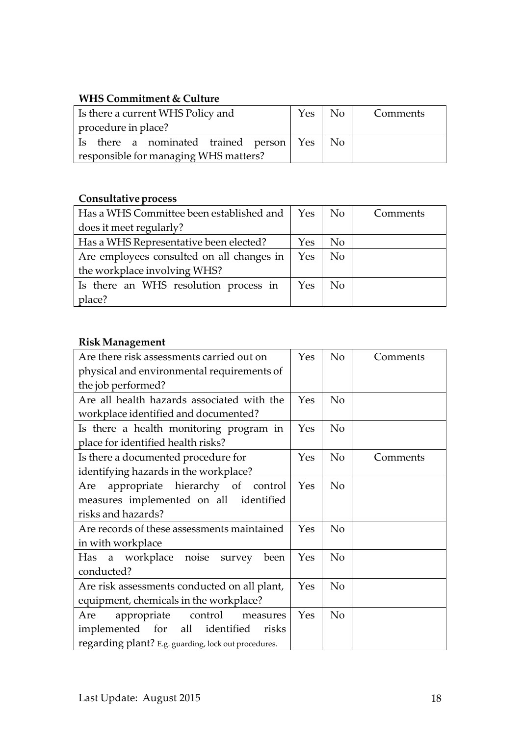**WHS Commitment & Culture**

| Is there a current WHS Policy and procedure in place? | Yes | No | Comments |
|---|---|---|---|
| Is there a nominated trained person responsible for managing WHS matters? | Yes | No | |

**Consultative process**

| Has a WHS Committee been established and does it meet regularly? | Yes | No | Comments |
|---|---|---|---|
| Has a WHS Representative been elected? | Yes | No | |
| Are employees consulted on all changes in the workplace involving WHS? | Yes | No | |
| Is there an WHS resolution process in place? | Yes | No | |

**Risk Management**

| Are there risk assessments carried out on physical and environmental requirements of the job performed? | Yes | No | Comments |
|---|---|---|---|
| Are all health hazards associated with the workplace identified and documented? | Yes | No | |
| Is there a health monitoring program in place for identified health risks? | Yes | No | |
| Is there a documented procedure for identifying hazards in the workplace? | Yes | No | Comments |
| Are appropriate hierarchy of control measures implemented on all identified risks and hazards? | Yes | No | |
| Are records of these assessments maintained in with workplace | Yes | No | |
| Has a workplace noise survey been conducted? | Yes | No | |
| Are risk assessments conducted on all plant, equipment, chemicals in the workplace? | Yes | No | |
| Are appropriate control measures implemented for all identified risks regarding plant? E.g. guarding, lock out procedures. | Yes | No | |

Last Update: August 2015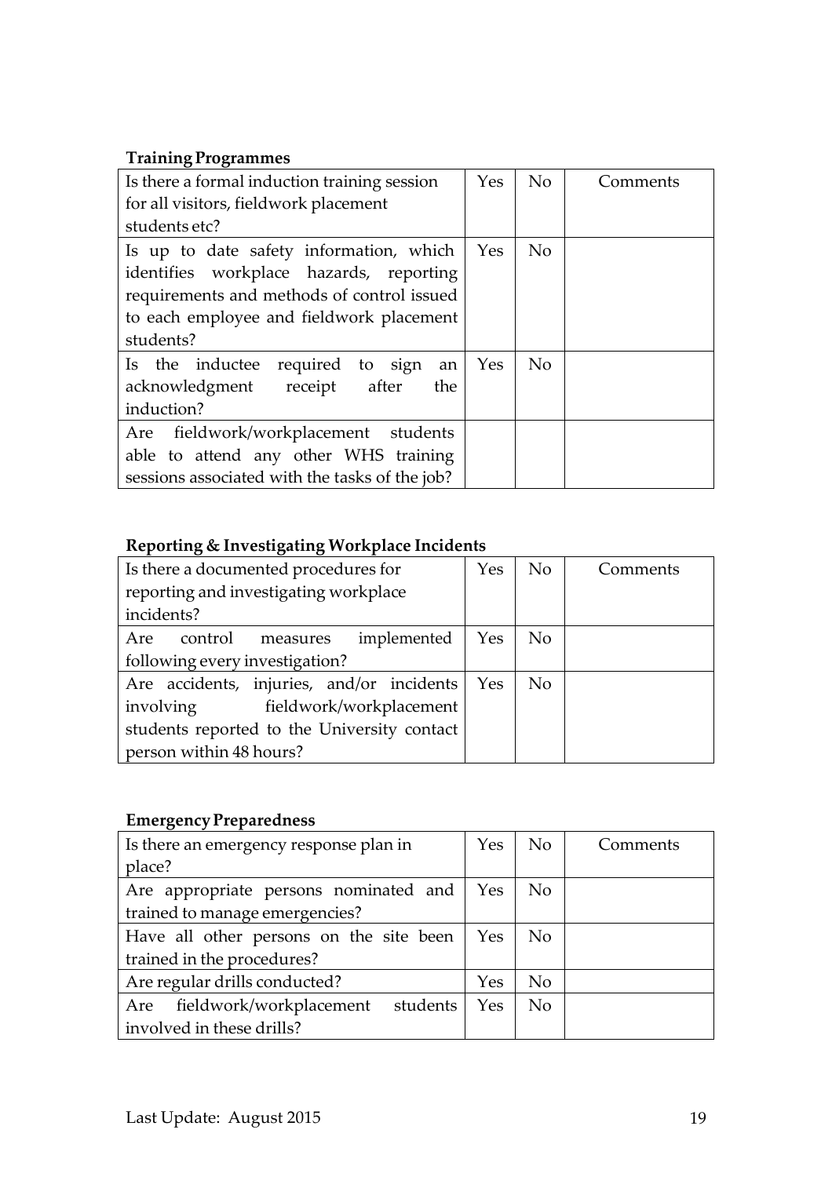**Training Programmes**

| Is there a formal induction training session for all visitors, fieldwork placement students etc? | Yes | No | Comments |
|---|---|---|---|
| Is up to date safety information, which identifies workplace hazards, reporting requirements and methods of control issued to each employee and fieldwork placement students? | Yes | No | |
| Is the inductee required to sign an acknowledgment receipt after the induction? | Yes | No | |
| Are fieldwork/workplacement students able to attend any other WHS training sessions associated with the tasks of the job? | | | |

**Reporting & Investigating Workplace Incidents**

| Is there a documented procedures for reporting and investigating workplace incidents? | Yes | No | Comments |
|---|---|---|---|
| Are control measures implemented following every investigation? | Yes | No | |
| Are accidents, injuries, and/or incidents involving fieldwork/workplacement students reported to the University contact person within 48 hours? | Yes | No | |

**Emergency Preparedness**

| Is there an emergency response plan in place? | Yes | No | Comments |
|---|---|---|---|
| Are appropriate persons nominated and trained to manage emergencies? | Yes | No | |
| Have all other persons on the site been trained in the procedures? | Yes | No | |
| Are regular drills conducted? | Yes | No | |
| Are fieldwork/workplacement students involved in these drills? | Yes | No | |

Last Update: August 2015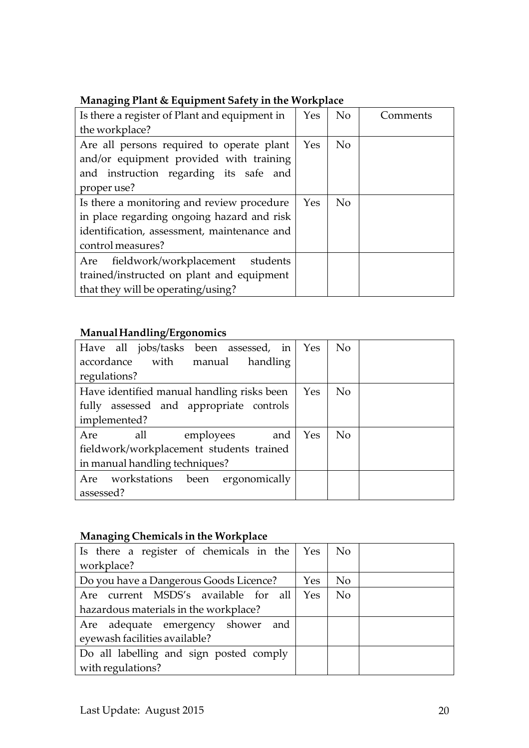**Managing Plant & Equipment Safety in the Workplace**

| Is there a register of Plant and equipment in the workplace? | Yes | No | Comments |
|---|---|---|---|
| Are all persons required to operate plant and/or equipment provided with training and instruction regarding its safe and proper use? | Yes | No | |
| Is there a monitoring and review procedure in place regarding ongoing hazard and risk identification, assessment, maintenance and control measures? | Yes | No | |
| Are fieldwork/workplacement students trained/instructed on plant and equipment that they will be operating/using? | | | |

**Manual Handling/Ergonomics**

| Have all jobs/tasks been assessed, in accordance with manual handling regulations? | Yes | No | |
|---|---|---|---|
| Have identified manual handling risks been fully assessed and appropriate controls implemented? | Yes | No | |
| Are all employees and fieldwork/workplacement students trained in manual handling techniques? | Yes | No | |
| Are workstations been ergonomically assessed? | | | |

**Managing Chemicals in the Workplace**

| Is there a register of chemicals in the workplace? | Yes | No | |
|---|---|---|---|
| Do you have a Dangerous Goods Licence? | Yes | No | |
| Are current MSDS's available for all hazardous materials in the workplace? | Yes | No | |
| Are adequate emergency shower and eyewash facilities available? | | | |
| Do all labelling and sign posted comply with regulations? | | | |

Last Update: August 2015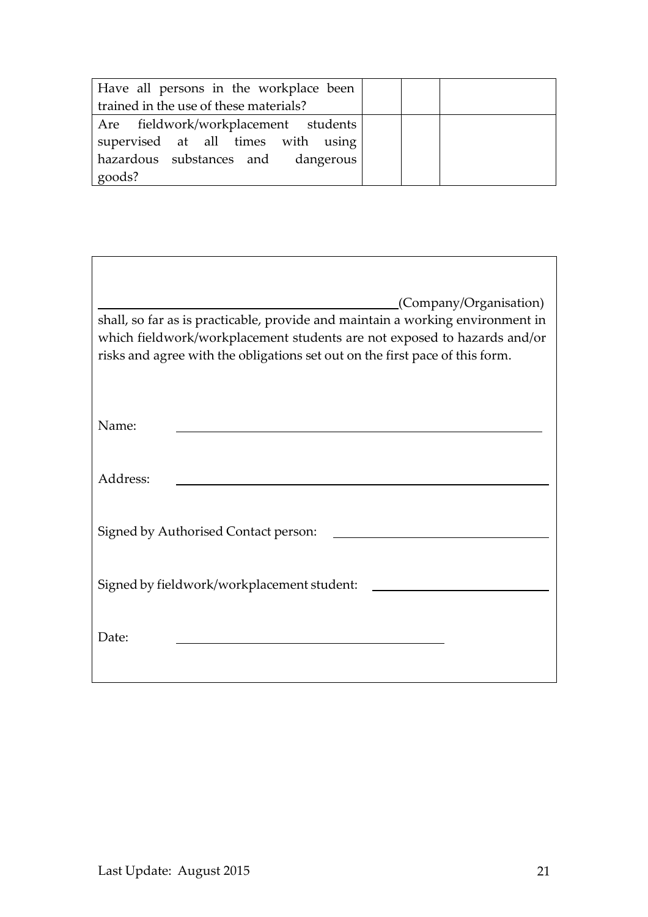| | | | |
|---|---|---|---|
| Have all persons in the workplace been trained in the use of these materials? | | | |
| Are fieldwork/workplacement students supervised at all times with using hazardous substances and dangerous goods? | | | |

\_\_\_\_\_\_\_\_\_\_\_\_\_\_\_\_\_\_\_\_\_\_\_\_\_\_\_\_\_\_\_\_\_\_\_\_\_\_\_\_(Company/Organisation) shall, so far as is practicable, provide and maintain a working environment in which fieldwork/workplacement students are not exposed to hazards and/or risks and agree with the obligations set out on the first pace of this form.

Name: \_\_\_\_\_\_\_\_\_\_\_\_\_\_\_\_\_\_\_\_\_\_\_\_\_\_\_\_\_\_\_\_\_\_\_\_\_\_\_\_\_\_\_\_\_\_

Address: \_\_\_\_\_\_\_\_\_\_\_\_\_\_\_\_\_\_\_\_\_\_\_\_\_\_\_\_\_\_\_\_\_\_\_\_\_\_\_\_\_\_\_\_\_\_

Signed by Authorised Contact person: \_\_\_\_\_\_\_\_\_\_\_\_\_\_\_\_\_\_\_\_\_\_\_\_\_\_

Signed by fieldwork/workplacement student: \_\_\_\_\_\_\_\_\_\_\_\_\_\_\_\_\_\_\_\_\_\_\_

Date: \_\_\_\_\_\_\_\_\_\_\_\_\_\_\_\_\_\_\_\_\_\_\_\_\_\_\_\_\_\_\_\_\_

Last Update: August 2015